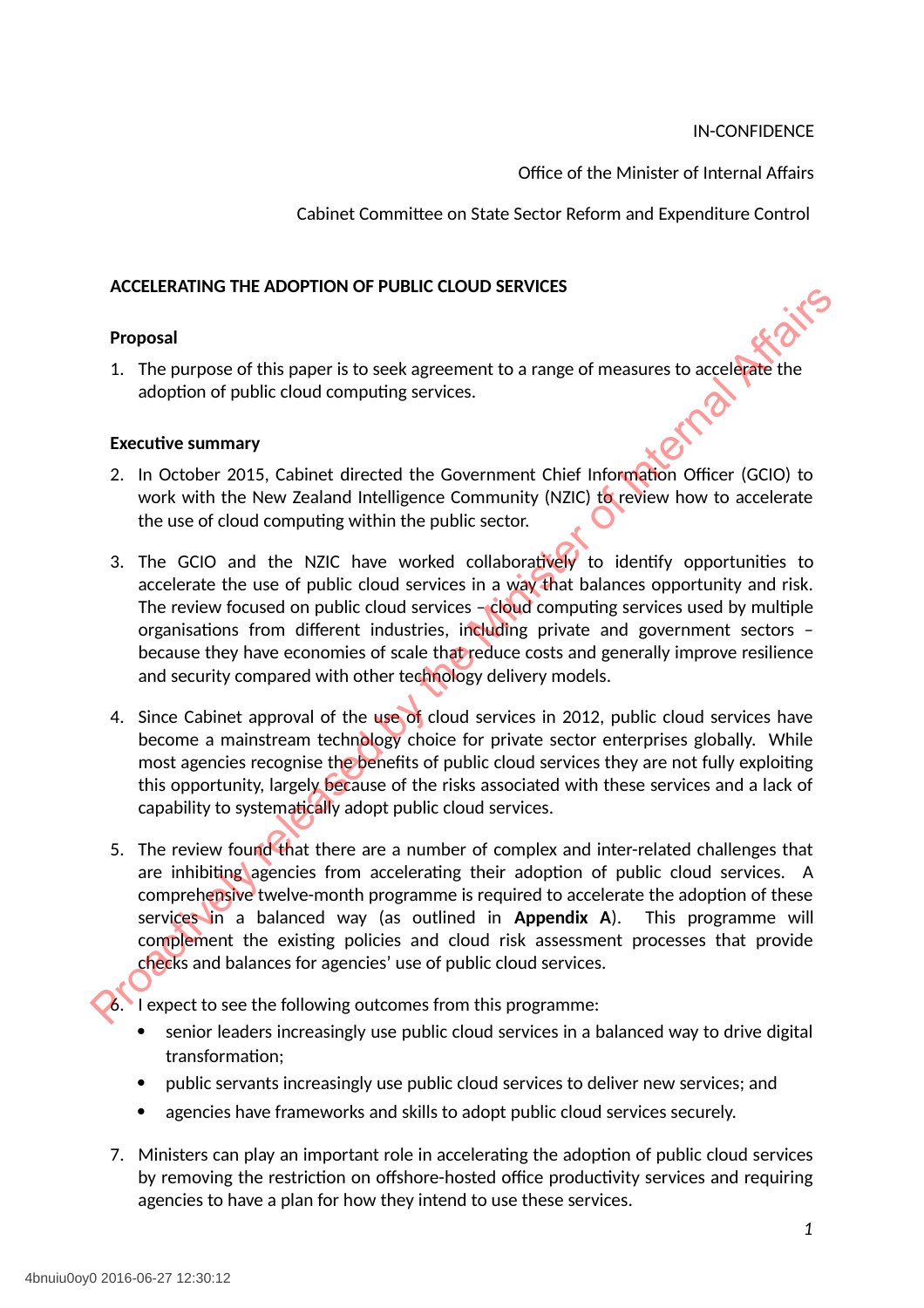IN-CONFIDENCE

Office of the Minister of Internal Affairs

Cabinet Committee on State Sector Reform and Expenditure Control

## ACCELERATING THE ADOPTION OF PUBLIC CLOUD SERVICES

### Proposal

1. The purpose of this paper is to seek agreement to a range of measures to accelerate the adoption of public cloud computing services.

### Executive summary

2. In October 2015, Cabinet directed the Government Chief Information Officer (GCIO) to work with the New Zealand Intelligence Community (NZIC) to review how to accelerate the use of cloud computing within the public sector.

3. The GCIO and the NZIC have worked collaboratively to identify opportunities to accelerate the use of public cloud services in a way that balances opportunity and risk. The review focused on public cloud services – cloud computing services used by multiple organisations from different industries, including private and government sectors – because they have economies of scale that reduce costs and generally improve resilience and security compared with other technology delivery models.

4. Since Cabinet approval of the use of cloud services in 2012, public cloud services have become a mainstream technology choice for private sector enterprises globally. While most agencies recognise the benefits of public cloud services they are not fully exploiting this opportunity, largely because of the risks associated with these services and a lack of capability to systematically adopt public cloud services.

5. The review found that there are a number of complex and inter-related challenges that are inhibiting agencies from accelerating their adoption of public cloud services. A comprehensive twelve-month programme is required to accelerate the adoption of these services in a balanced way (as outlined in **Appendix A**). This programme will complement the existing policies and cloud risk assessment processes that provide checks and balances for agencies' use of public cloud services.

6. I expect to see the following outcomes from this programme:
   - senior leaders increasingly use public cloud services in a balanced way to drive digital transformation;
   - public servants increasingly use public cloud services to deliver new services; and
   - agencies have frameworks and skills to adopt public cloud services securely.

7. Ministers can play an important role in accelerating the adoption of public cloud services by removing the restriction on offshore-hosted office productivity services and requiring agencies to have a plan for how they intend to use these services.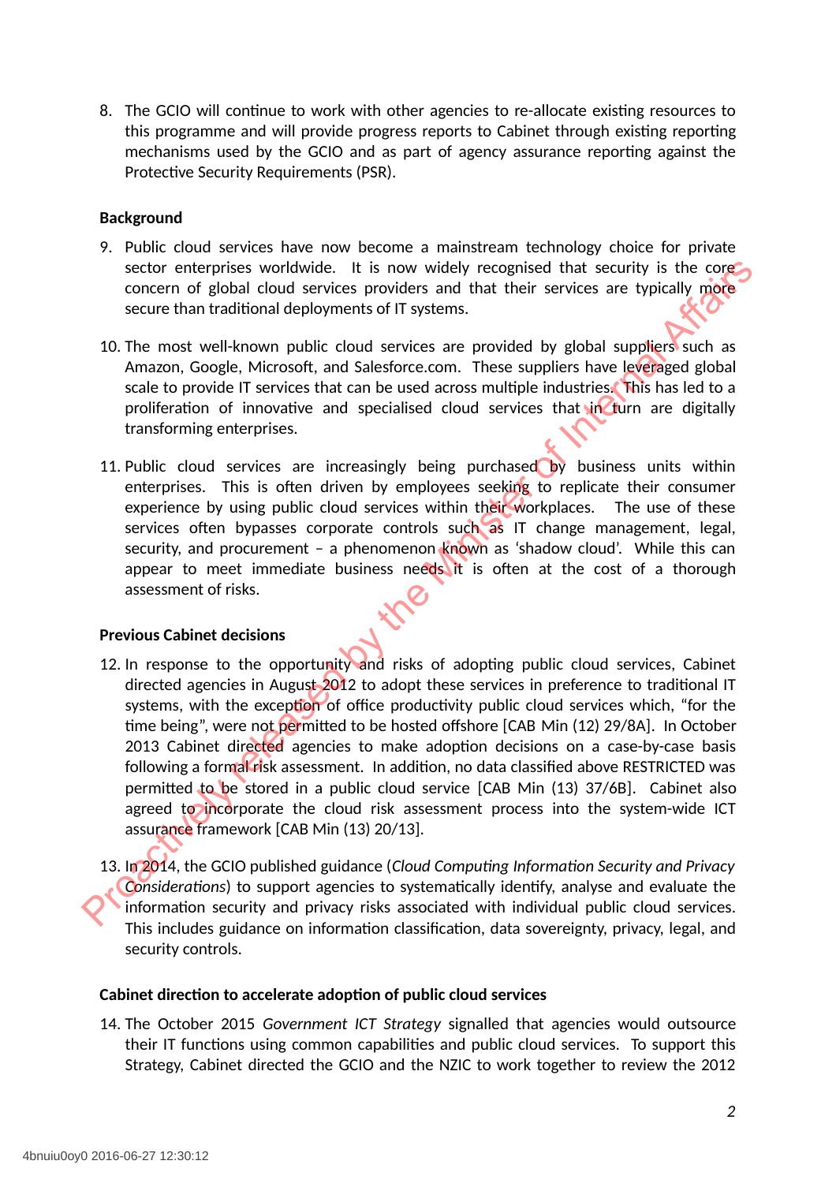8. The GCIO will continue to work with other agencies to re-allocate existing resources to this programme and will provide progress reports to Cabinet through existing reporting mechanisms used by the GCIO and as part of agency assurance reporting against the Protective Security Requirements (PSR).

**Background**

9. Public cloud services have now become a mainstream technology choice for private sector enterprises worldwide. It is now widely recognised that security is the core concern of global cloud services providers and that their services are typically more secure than traditional deployments of IT systems.

10. The most well-known public cloud services are provided by global suppliers such as Amazon, Google, Microsoft, and Salesforce.com. These suppliers have leveraged global scale to provide IT services that can be used across multiple industries. This has led to a proliferation of innovative and specialised cloud services that in turn are digitally transforming enterprises.

11. Public cloud services are increasingly being purchased by business units within enterprises. This is often driven by employees seeking to replicate their consumer experience by using public cloud services within their workplaces. The use of these services often bypasses corporate controls such as IT change management, legal, security, and procurement – a phenomenon known as 'shadow cloud'. While this can appear to meet immediate business needs it is often at the cost of a thorough assessment of risks.

**Previous Cabinet decisions**

12. In response to the opportunity and risks of adopting public cloud services, Cabinet directed agencies in August 2012 to adopt these services in preference to traditional IT systems, with the exception of office productivity public cloud services which, "for the time being", were not permitted to be hosted offshore [CAB Min (12) 29/8A]. In October 2013 Cabinet directed agencies to make adoption decisions on a case-by-case basis following a formal risk assessment. In addition, no data classified above RESTRICTED was permitted to be stored in a public cloud service [CAB Min (13) 37/6B]. Cabinet also agreed to incorporate the cloud risk assessment process into the system-wide ICT assurance framework [CAB Min (13) 20/13].

13. In 2014, the GCIO published guidance (*Cloud Computing Information Security and Privacy Considerations*) to support agencies to systematically identify, analyse and evaluate the information security and privacy risks associated with individual public cloud services. This includes guidance on information classification, data sovereignty, privacy, legal, and security controls.

**Cabinet direction to accelerate adoption of public cloud services**

14. The October 2015 *Government ICT Strategy* signalled that agencies would outsource their IT functions using common capabilities and public cloud services. To support this Strategy, Cabinet directed the GCIO and the NZIC to work together to review the 2012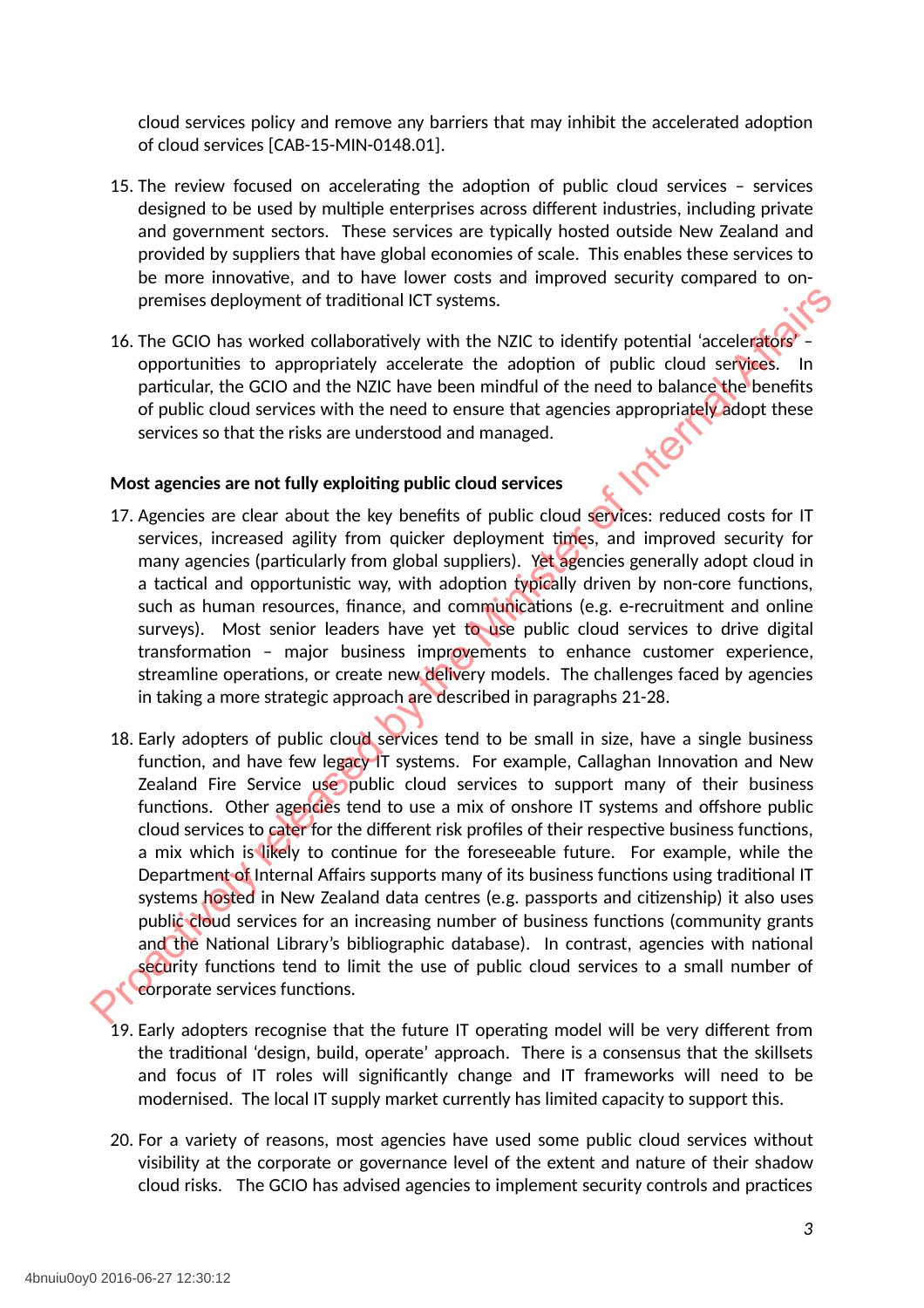cloud services policy and remove any barriers that may inhibit the accelerated adoption of cloud services [CAB-15-MIN-0148.01].

15. The review focused on accelerating the adoption of public cloud services – services designed to be used by multiple enterprises across different industries, including private and government sectors. These services are typically hosted outside New Zealand and provided by suppliers that have global economies of scale. This enables these services to be more innovative, and to have lower costs and improved security compared to on-premises deployment of traditional ICT systems.

16. The GCIO has worked collaboratively with the NZIC to identify potential 'accelerators' – opportunities to appropriately accelerate the adoption of public cloud services. In particular, the GCIO and the NZIC have been mindful of the need to balance the benefits of public cloud services with the need to ensure that agencies appropriately adopt these services so that the risks are understood and managed.

**Most agencies are not fully exploiting public cloud services**

17. Agencies are clear about the key benefits of public cloud services: reduced costs for IT services, increased agility from quicker deployment times, and improved security for many agencies (particularly from global suppliers). Yet agencies generally adopt cloud in a tactical and opportunistic way, with adoption typically driven by non-core functions, such as human resources, finance, and communications (e.g. e-recruitment and online surveys). Most senior leaders have yet to use public cloud services to drive digital transformation – major business improvements to enhance customer experience, streamline operations, or create new delivery models. The challenges faced by agencies in taking a more strategic approach are described in paragraphs 21-28.

18. Early adopters of public cloud services tend to be small in size, have a single business function, and have few legacy IT systems. For example, Callaghan Innovation and New Zealand Fire Service use public cloud services to support many of their business functions. Other agencies tend to use a mix of onshore IT systems and offshore public cloud services to cater for the different risk profiles of their respective business functions, a mix which is likely to continue for the foreseeable future. For example, while the Department of Internal Affairs supports many of its business functions using traditional IT systems hosted in New Zealand data centres (e.g. passports and citizenship) it also uses public cloud services for an increasing number of business functions (community grants and the National Library's bibliographic database). In contrast, agencies with national security functions tend to limit the use of public cloud services to a small number of corporate services functions.

19. Early adopters recognise that the future IT operating model will be very different from the traditional 'design, build, operate' approach. There is a consensus that the skillsets and focus of IT roles will significantly change and IT frameworks will need to be modernised. The local IT supply market currently has limited capacity to support this.

20. For a variety of reasons, most agencies have used some public cloud services without visibility at the corporate or governance level of the extent and nature of their shadow cloud risks. The GCIO has advised agencies to implement security controls and practices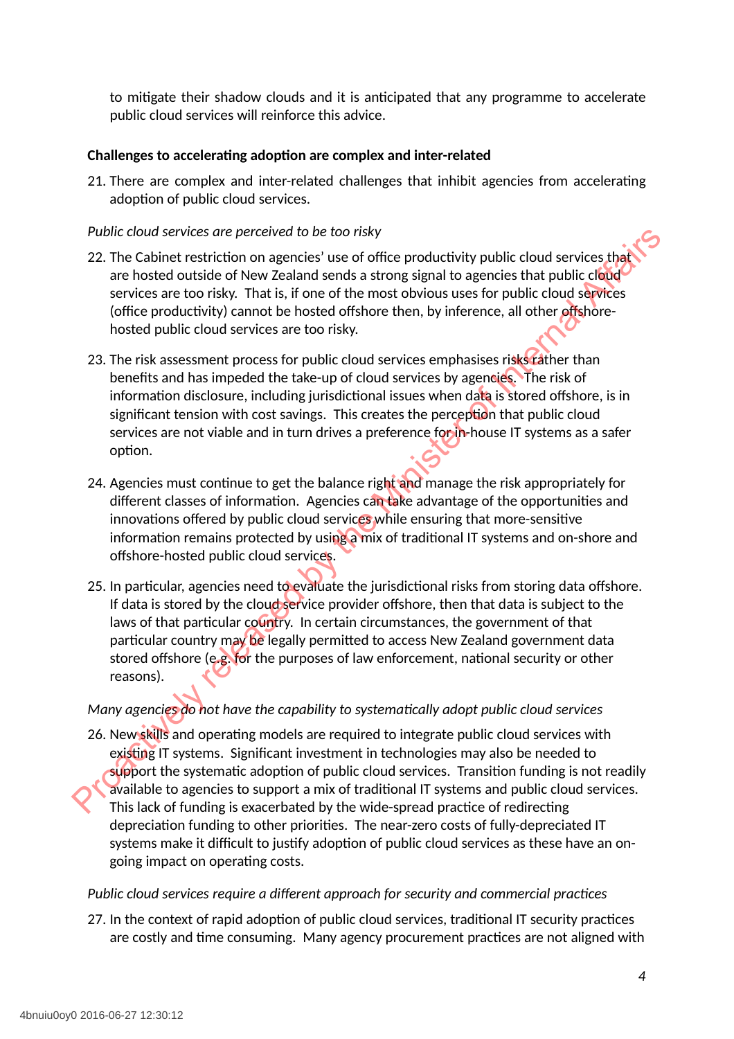to mitigate their shadow clouds and it is anticipated that any programme to accelerate public cloud services will reinforce this advice.

**Challenges to accelerating adoption are complex and inter-related**

21. There are complex and inter-related challenges that inhibit agencies from accelerating adoption of public cloud services.

*Public cloud services are perceived to be too risky*

22. The Cabinet restriction on agencies' use of office productivity public cloud services that are hosted outside of New Zealand sends a strong signal to agencies that public cloud services are too risky. That is, if one of the most obvious uses for public cloud services (office productivity) cannot be hosted offshore then, by inference, all other offshore-hosted public cloud services are too risky.

23. The risk assessment process for public cloud services emphasises risks rather than benefits and has impeded the take-up of cloud services by agencies. The risk of information disclosure, including jurisdictional issues when data is stored offshore, is in significant tension with cost savings. This creates the perception that public cloud services are not viable and in turn drives a preference for in-house IT systems as a safer option.

24. Agencies must continue to get the balance right and manage the risk appropriately for different classes of information. Agencies can take advantage of the opportunities and innovations offered by public cloud services while ensuring that more-sensitive information remains protected by using a mix of traditional IT systems and on-shore and offshore-hosted public cloud services.

25. In particular, agencies need to evaluate the jurisdictional risks from storing data offshore. If data is stored by the cloud service provider offshore, then that data is subject to the laws of that particular country. In certain circumstances, the government of that particular country may be legally permitted to access New Zealand government data stored offshore (e.g. for the purposes of law enforcement, national security or other reasons).

*Many agencies do not have the capability to systematically adopt public cloud services*

26. New skills and operating models are required to integrate public cloud services with existing IT systems. Significant investment in technologies may also be needed to support the systematic adoption of public cloud services. Transition funding is not readily available to agencies to support a mix of traditional IT systems and public cloud services. This lack of funding is exacerbated by the wide-spread practice of redirecting depreciation funding to other priorities. The near-zero costs of fully-depreciated IT systems make it difficult to justify adoption of public cloud services as these have an on-going impact on operating costs.

*Public cloud services require a different approach for security and commercial practices*

27. In the context of rapid adoption of public cloud services, traditional IT security practices are costly and time consuming. Many agency procurement practices are not aligned with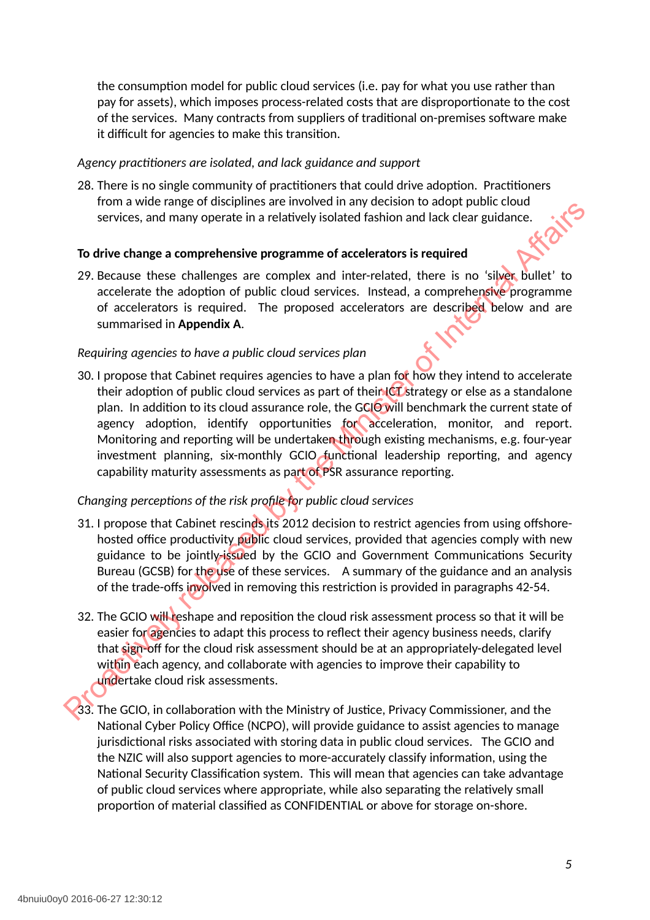the consumption model for public cloud services (i.e. pay for what you use rather than pay for assets), which imposes process-related costs that are disproportionate to the cost of the services. Many contracts from suppliers of traditional on-premises software make it difficult for agencies to make this transition.

*Agency practitioners are isolated, and lack guidance and support*

28. There is no single community of practitioners that could drive adoption. Practitioners from a wide range of disciplines are involved in any decision to adopt public cloud services, and many operate in a relatively isolated fashion and lack clear guidance.

**To drive change a comprehensive programme of accelerators is required**

29. Because these challenges are complex and inter-related, there is no 'silver bullet' to accelerate the adoption of public cloud services. Instead, a comprehensive programme of accelerators is required. The proposed accelerators are described below and are summarised in **Appendix A**.

*Requiring agencies to have a public cloud services plan*

30. I propose that Cabinet requires agencies to have a plan for how they intend to accelerate their adoption of public cloud services as part of their ICT strategy or else as a standalone plan. In addition to its cloud assurance role, the GCIO will benchmark the current state of agency adoption, identify opportunities for acceleration, monitor, and report. Monitoring and reporting will be undertaken through existing mechanisms, e.g. four-year investment planning, six-monthly GCIO functional leadership reporting, and agency capability maturity assessments as part of PSR assurance reporting.

*Changing perceptions of the risk profile for public cloud services*

31. I propose that Cabinet rescinds its 2012 decision to restrict agencies from using offshore-hosted office productivity public cloud services, provided that agencies comply with new guidance to be jointly-issued by the GCIO and Government Communications Security Bureau (GCSB) for the use of these services. A summary of the guidance and an analysis of the trade-offs involved in removing this restriction is provided in paragraphs 42-54.

32. The GCIO will reshape and reposition the cloud risk assessment process so that it will be easier for agencies to adapt this process to reflect their agency business needs, clarify that sign-off for the cloud risk assessment should be at an appropriately-delegated level within each agency, and collaborate with agencies to improve their capability to undertake cloud risk assessments.

33. The GCIO, in collaboration with the Ministry of Justice, Privacy Commissioner, and the National Cyber Policy Office (NCPO), will provide guidance to assist agencies to manage jurisdictional risks associated with storing data in public cloud services. The GCIO and the NZIC will also support agencies to more-accurately classify information, using the National Security Classification system. This will mean that agencies can take advantage of public cloud services where appropriate, while also separating the relatively small proportion of material classified as CONFIDENTIAL or above for storage on-shore.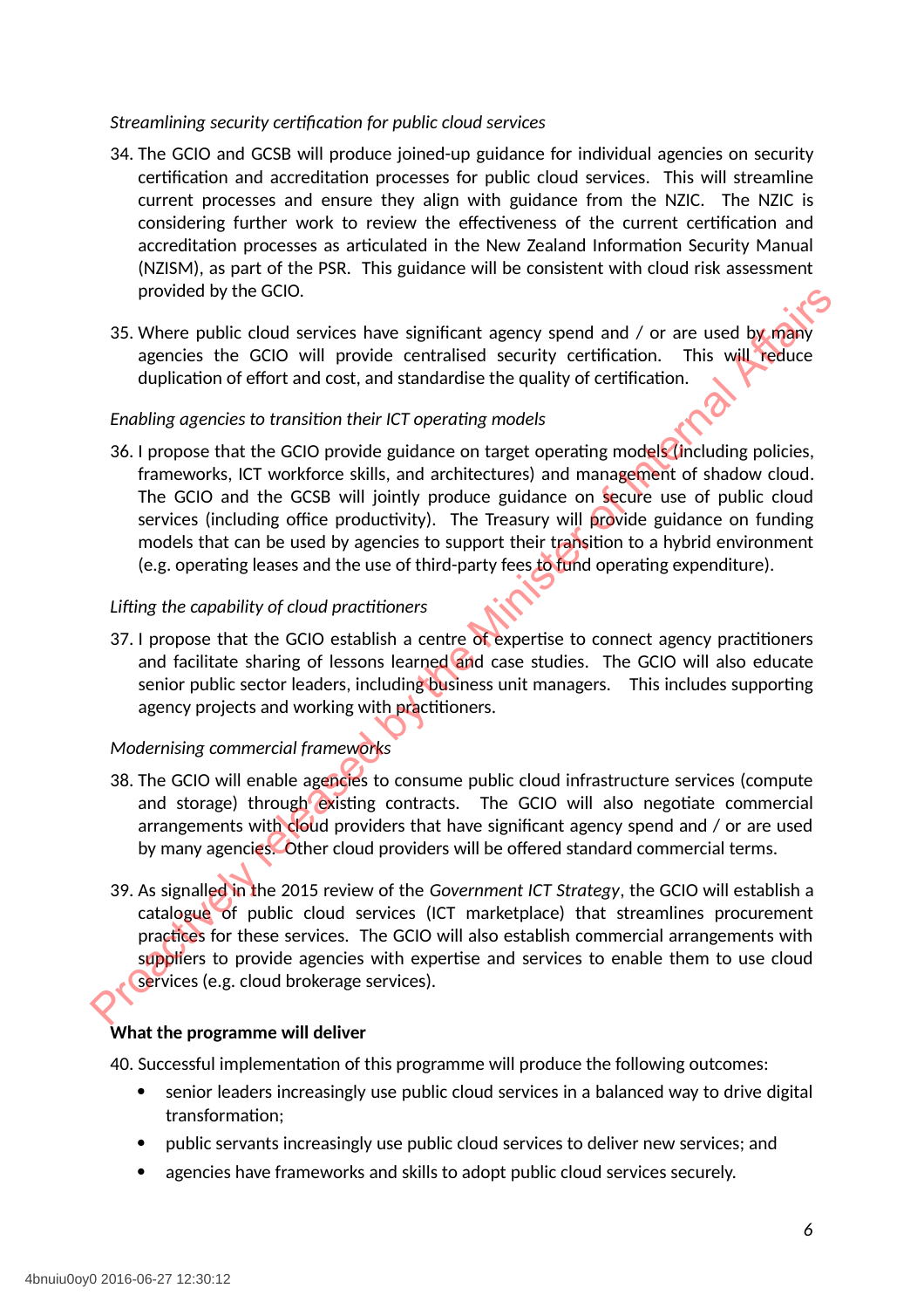*Streamlining security certification for public cloud services*

34. The GCIO and GCSB will produce joined-up guidance for individual agencies on security certification and accreditation processes for public cloud services. This will streamline current processes and ensure they align with guidance from the NZIC. The NZIC is considering further work to review the effectiveness of the current certification and accreditation processes as articulated in the New Zealand Information Security Manual (NZISM), as part of the PSR. This guidance will be consistent with cloud risk assessment provided by the GCIO.

35. Where public cloud services have significant agency spend and / or are used by many agencies the GCIO will provide centralised security certification. This will reduce duplication of effort and cost, and standardise the quality of certification.

*Enabling agencies to transition their ICT operating models*

36. I propose that the GCIO provide guidance on target operating models (including policies, frameworks, ICT workforce skills, and architectures) and management of shadow cloud. The GCIO and the GCSB will jointly produce guidance on secure use of public cloud services (including office productivity). The Treasury will provide guidance on funding models that can be used by agencies to support their transition to a hybrid environment (e.g. operating leases and the use of third-party fees to fund operating expenditure).

*Lifting the capability of cloud practitioners*

37. I propose that the GCIO establish a centre of expertise to connect agency practitioners and facilitate sharing of lessons learned and case studies. The GCIO will also educate senior public sector leaders, including business unit managers. This includes supporting agency projects and working with practitioners.

*Modernising commercial frameworks*

38. The GCIO will enable agencies to consume public cloud infrastructure services (compute and storage) through existing contracts. The GCIO will also negotiate commercial arrangements with cloud providers that have significant agency spend and / or are used by many agencies. Other cloud providers will be offered standard commercial terms.

39. As signalled in the 2015 review of the *Government ICT Strategy*, the GCIO will establish a catalogue of public cloud services (ICT marketplace) that streamlines procurement practices for these services. The GCIO will also establish commercial arrangements with suppliers to provide agencies with expertise and services to enable them to use cloud services (e.g. cloud brokerage services).

**What the programme will deliver**

40. Successful implementation of this programme will produce the following outcomes:
    - senior leaders increasingly use public cloud services in a balanced way to drive digital transformation;
    - public servants increasingly use public cloud services to deliver new services; and
    - agencies have frameworks and skills to adopt public cloud services securely.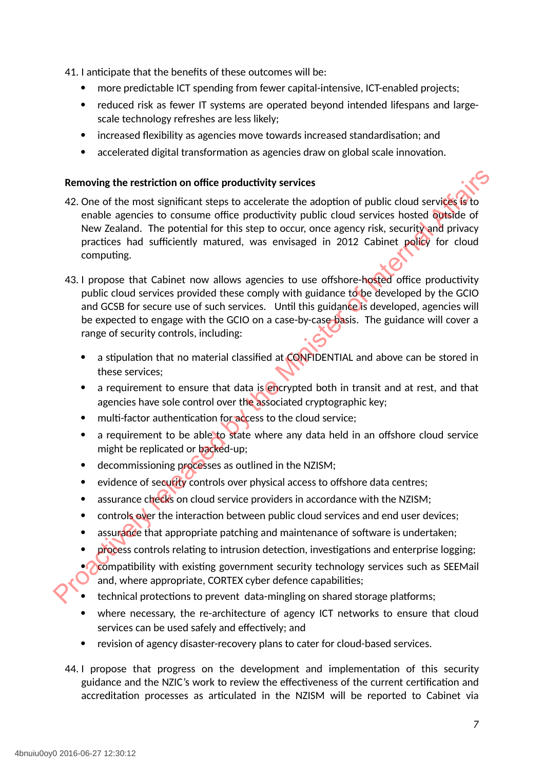41. I anticipate that the benefits of these outcomes will be:
    - more predictable ICT spending from fewer capital-intensive, ICT-enabled projects;
    - reduced risk as fewer IT systems are operated beyond intended lifespans and large-scale technology refreshes are less likely;
    - increased flexibility as agencies move towards increased standardisation; and
    - accelerated digital transformation as agencies draw on global scale innovation.

**Removing the restriction on office productivity services**

42. One of the most significant steps to accelerate the adoption of public cloud services is to enable agencies to consume office productivity public cloud services hosted outside of New Zealand. The potential for this step to occur, once agency risk, security and privacy practices had sufficiently matured, was envisaged in 2012 Cabinet policy for cloud computing.

43. I propose that Cabinet now allows agencies to use offshore-hosted office productivity public cloud services provided these comply with guidance to be developed by the GCIO and GCSB for secure use of such services. Until this guidance is developed, agencies will be expected to engage with the GCIO on a case-by-case basis. The guidance will cover a range of security controls, including:
    - a stipulation that no material classified at CONFIDENTIAL and above can be stored in these services;
    - a requirement to ensure that data is encrypted both in transit and at rest, and that agencies have sole control over the associated cryptographic key;
    - multi-factor authentication for access to the cloud service;
    - a requirement to be able to state where any data held in an offshore cloud service might be replicated or backed-up;
    - decommissioning processes as outlined in the NZISM;
    - evidence of security controls over physical access to offshore data centres;
    - assurance checks on cloud service providers in accordance with the NZISM;
    - controls over the interaction between public cloud services and end user devices;
    - assurance that appropriate patching and maintenance of software is undertaken;
    - process controls relating to intrusion detection, investigations and enterprise logging;
    - compatibility with existing government security technology services such as SEEMail and, where appropriate, CORTEX cyber defence capabilities;
    - technical protections to prevent data-mingling on shared storage platforms;
    - where necessary, the re-architecture of agency ICT networks to ensure that cloud services can be used safely and effectively; and
    - revision of agency disaster-recovery plans to cater for cloud-based services.

44. I propose that progress on the development and implementation of this security guidance and the NZIC's work to review the effectiveness of the current certification and accreditation processes as articulated in the NZISM will be reported to Cabinet via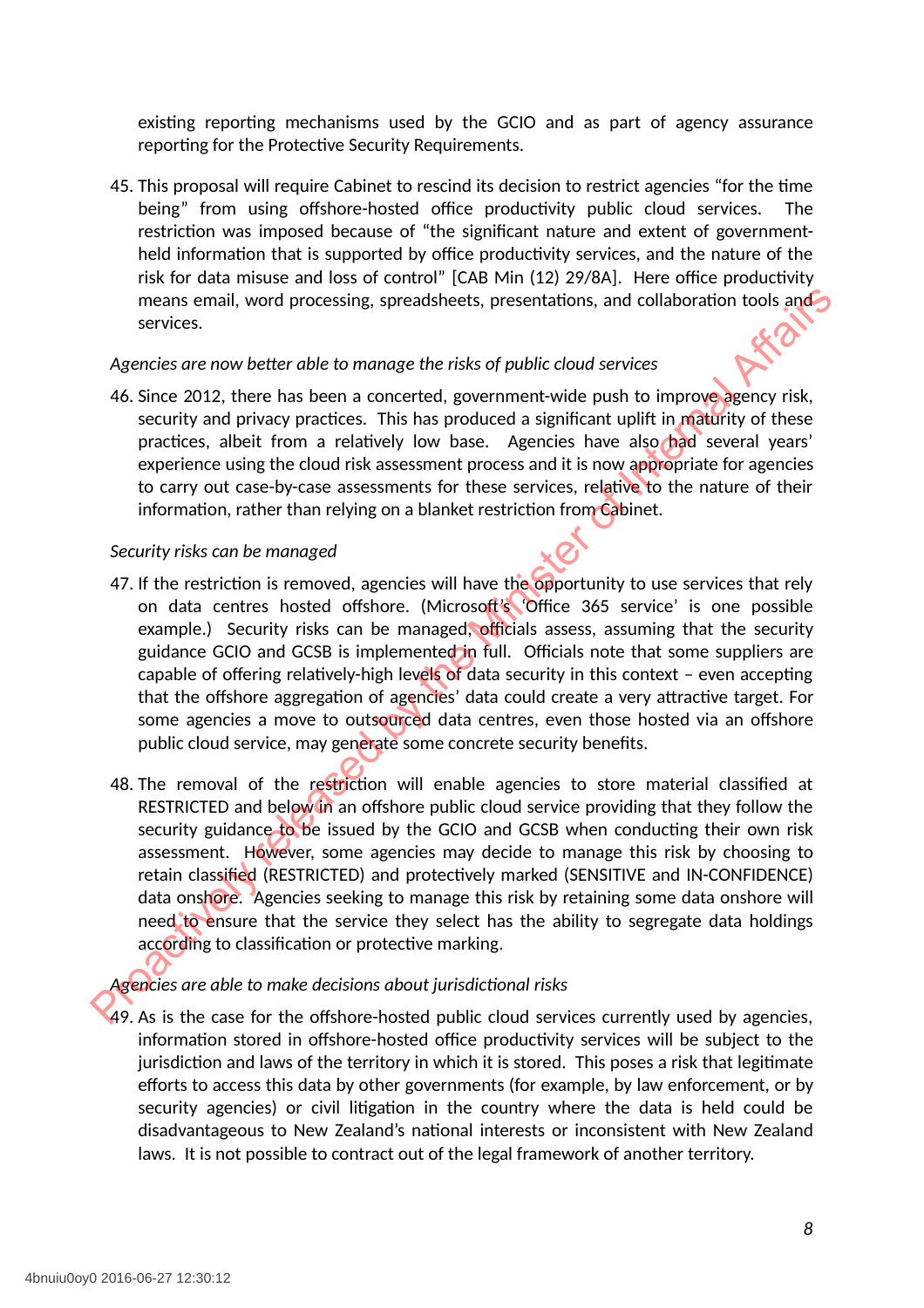existing reporting mechanisms used by the GCIO and as part of agency assurance reporting for the Protective Security Requirements.

45. This proposal will require Cabinet to rescind its decision to restrict agencies "for the time being" from using offshore-hosted office productivity public cloud services. The restriction was imposed because of "the significant nature and extent of government-held information that is supported by office productivity services, and the nature of the risk for data misuse and loss of control" [CAB Min (12) 29/8A]. Here office productivity means email, word processing, spreadsheets, presentations, and collaboration tools and services.

*Agencies are now better able to manage the risks of public cloud services*

46. Since 2012, there has been a concerted, government-wide push to improve agency risk, security and privacy practices. This has produced a significant uplift in maturity of these practices, albeit from a relatively low base. Agencies have also had several years' experience using the cloud risk assessment process and it is now appropriate for agencies to carry out case-by-case assessments for these services, relative to the nature of their information, rather than relying on a blanket restriction from Cabinet.

*Security risks can be managed*

47. If the restriction is removed, agencies will have the opportunity to use services that rely on data centres hosted offshore. (Microsoft's 'Office 365 service' is one possible example.) Security risks can be managed, officials assess, assuming that the security guidance GCIO and GCSB is implemented in full. Officials note that some suppliers are capable of offering relatively-high levels of data security in this context – even accepting that the offshore aggregation of agencies' data could create a very attractive target. For some agencies a move to outsourced data centres, even those hosted via an offshore public cloud service, may generate some concrete security benefits.

48. The removal of the restriction will enable agencies to store material classified at RESTRICTED and below in an offshore public cloud service providing that they follow the security guidance to be issued by the GCIO and GCSB when conducting their own risk assessment. However, some agencies may decide to manage this risk by choosing to retain classified (RESTRICTED) and protectively marked (SENSITIVE and IN-CONFIDENCE) data onshore. Agencies seeking to manage this risk by retaining some data onshore will need to ensure that the service they select has the ability to segregate data holdings according to classification or protective marking.

*Agencies are able to make decisions about jurisdictional risks*

49. As is the case for the offshore-hosted public cloud services currently used by agencies, information stored in offshore-hosted office productivity services will be subject to the jurisdiction and laws of the territory in which it is stored. This poses a risk that legitimate efforts to access this data by other governments (for example, by law enforcement, or by security agencies) or civil litigation in the country where the data is held could be disadvantageous to New Zealand's national interests or inconsistent with New Zealand laws. It is not possible to contract out of the legal framework of another territory.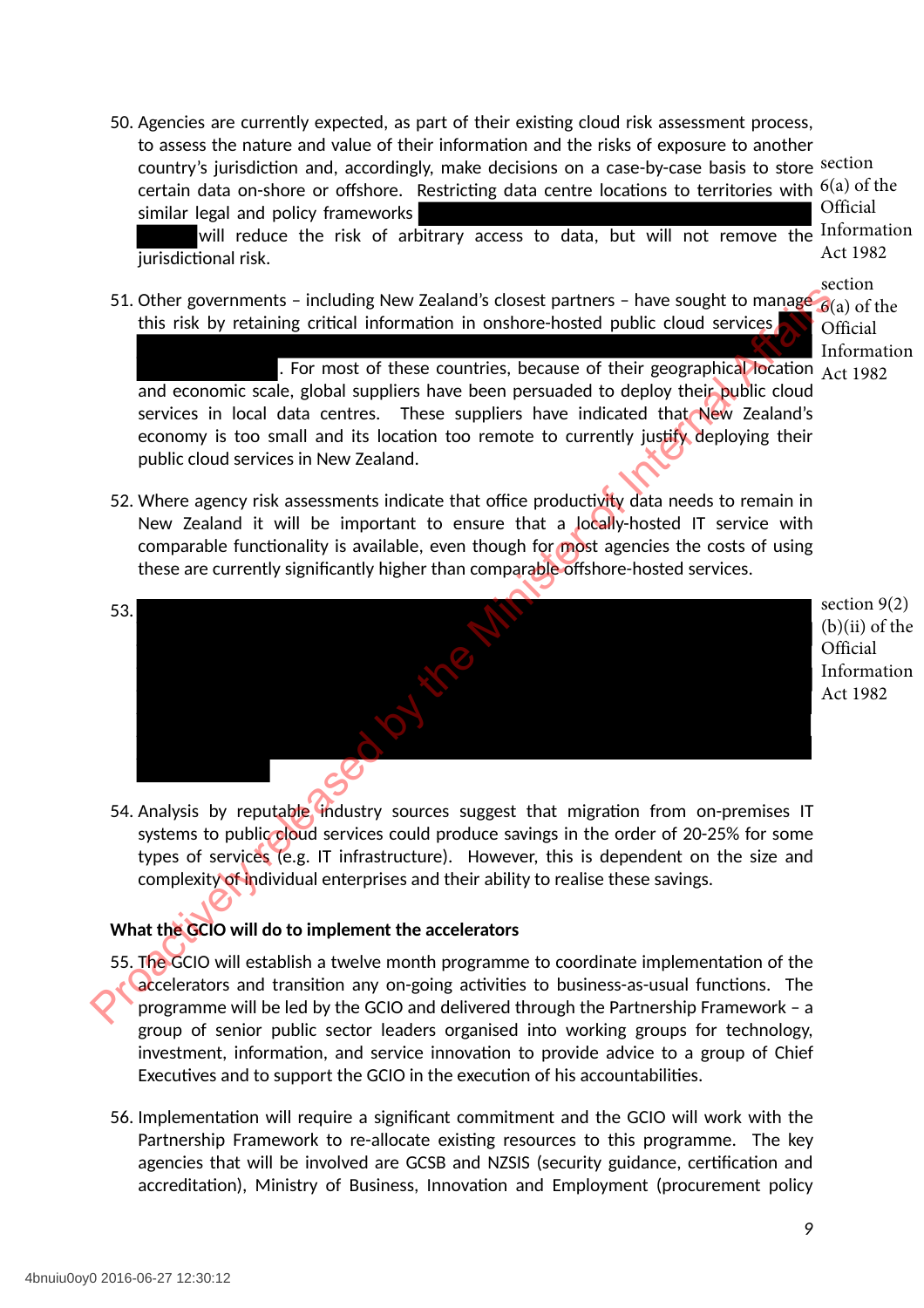50. Agencies are currently expected, as part of their existing cloud risk assessment process, to assess the nature and value of their information and the risks of exposure to another country's jurisdiction and, accordingly, make decisions on a case-by-case basis to store certain data on-shore or offshore. Restricting data centre locations to territories with similar legal and policy frameworks [redacted] will reduce the risk of arbitrary access to data, but will not remove the jurisdictional risk.

section 6(a) of the Official Information Act 1982

51. Other governments – including New Zealand's closest partners – have sought to manage this risk by retaining critical information in onshore-hosted public cloud services [redacted]. For most of these countries, because of their geographical location and economic scale, global suppliers have been persuaded to deploy their public cloud services in local data centres. These suppliers have indicated that New Zealand's economy is too small and its location too remote to currently justify deploying their public cloud services in New Zealand.

section 6(a) of the Official Information Act 1982

52. Where agency risk assessments indicate that office productivity data needs to remain in New Zealand it will be important to ensure that a locally-hosted IT service with comparable functionality is available, even though for most agencies the costs of using these are currently significantly higher than comparable offshore-hosted services.

53. [redacted]

section 9(2)(b)(ii) of the Official Information Act 1982

54. Analysis by reputable industry sources suggest that migration from on-premises IT systems to public cloud services could produce savings in the order of 20-25% for some types of services (e.g. IT infrastructure). However, this is dependent on the size and complexity of individual enterprises and their ability to realise these savings.

**What the GCIO will do to implement the accelerators**

55. The GCIO will establish a twelve month programme to coordinate implementation of the accelerators and transition any on-going activities to business-as-usual functions. The programme will be led by the GCIO and delivered through the Partnership Framework – a group of senior public sector leaders organised into working groups for technology, investment, information, and service innovation to provide advice to a group of Chief Executives and to support the GCIO in the execution of his accountabilities.

56. Implementation will require a significant commitment and the GCIO will work with the Partnership Framework to re-allocate existing resources to this programme. The key agencies that will be involved are GCSB and NZSIS (security guidance, certification and accreditation), Ministry of Business, Innovation and Employment (procurement policy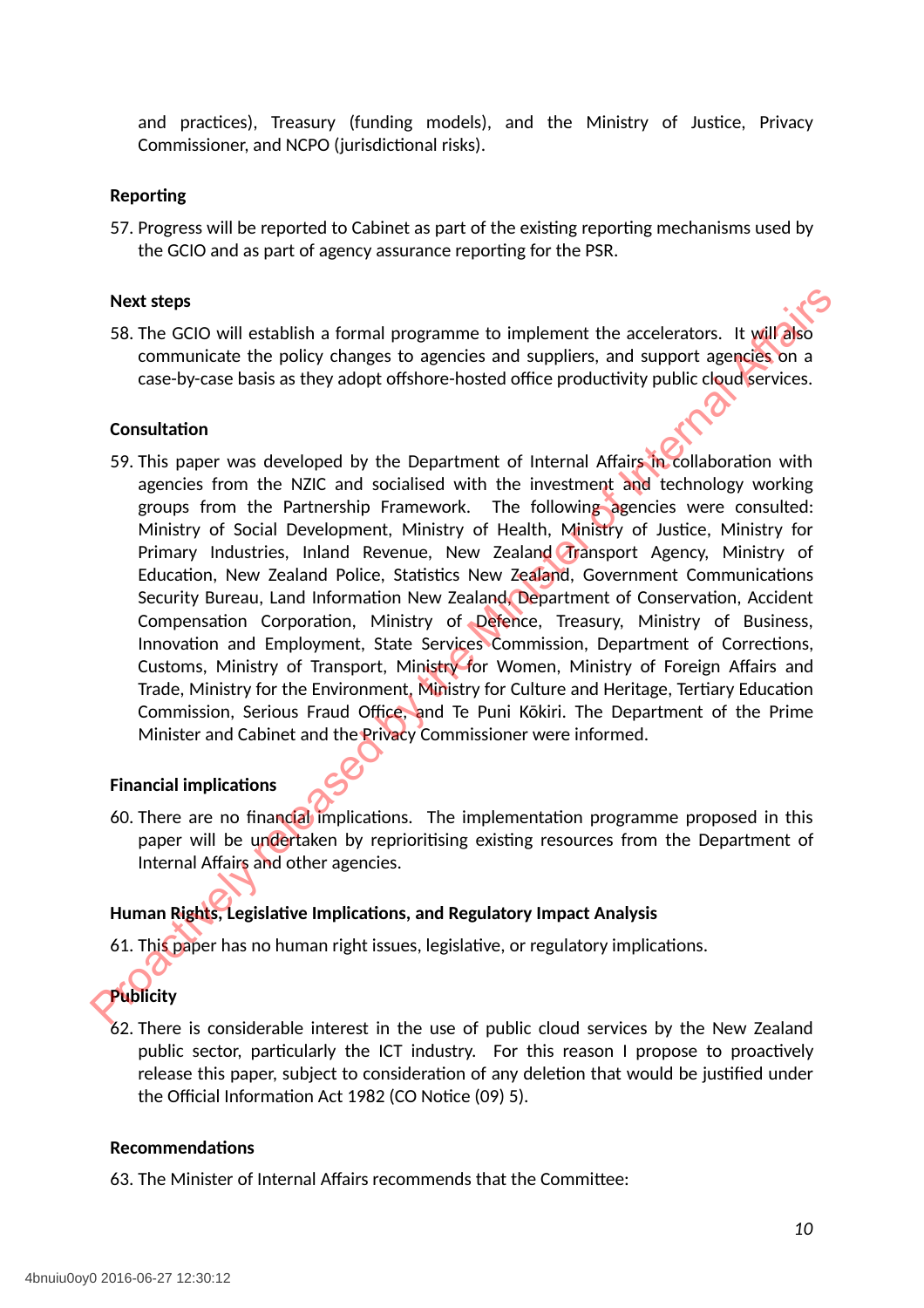and practices), Treasury (funding models), and the Ministry of Justice, Privacy Commissioner, and NCPO (jurisdictional risks).

**Reporting**

57. Progress will be reported to Cabinet as part of the existing reporting mechanisms used by the GCIO and as part of agency assurance reporting for the PSR.

**Next steps**

58. The GCIO will establish a formal programme to implement the accelerators. It will also communicate the policy changes to agencies and suppliers, and support agencies on a case-by-case basis as they adopt offshore-hosted office productivity public cloud services.

**Consultation**

59. This paper was developed by the Department of Internal Affairs in collaboration with agencies from the NZIC and socialised with the investment and technology working groups from the Partnership Framework. The following agencies were consulted: Ministry of Social Development, Ministry of Health, Ministry of Justice, Ministry for Primary Industries, Inland Revenue, New Zealand Transport Agency, Ministry of Education, New Zealand Police, Statistics New Zealand, Government Communications Security Bureau, Land Information New Zealand, Department of Conservation, Accident Compensation Corporation, Ministry of Defence, Treasury, Ministry of Business, Innovation and Employment, State Services Commission, Department of Corrections, Customs, Ministry of Transport, Ministry for Women, Ministry of Foreign Affairs and Trade, Ministry for the Environment, Ministry for Culture and Heritage, Tertiary Education Commission, Serious Fraud Office, and Te Puni Kōkiri. The Department of the Prime Minister and Cabinet and the Privacy Commissioner were informed.

**Financial implications**

60. There are no financial implications. The implementation programme proposed in this paper will be undertaken by reprioritising existing resources from the Department of Internal Affairs and other agencies.

**Human Rights, Legislative Implications, and Regulatory Impact Analysis**

61. This paper has no human right issues, legislative, or regulatory implications.

**Publicity**

62. There is considerable interest in the use of public cloud services by the New Zealand public sector, particularly the ICT industry. For this reason I propose to proactively release this paper, subject to consideration of any deletion that would be justified under the Official Information Act 1982 (CO Notice (09) 5).

**Recommendations**

63. The Minister of Internal Affairs recommends that the Committee: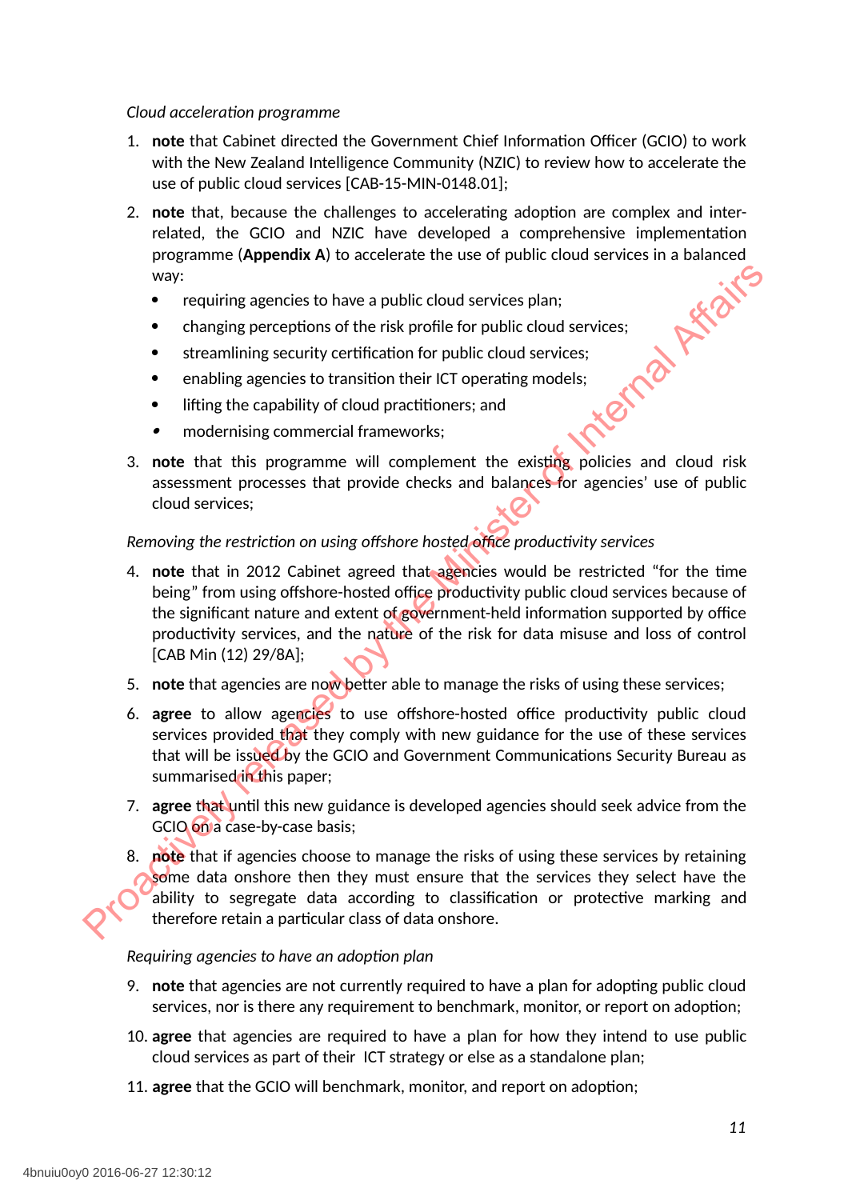*Cloud acceleration programme*

1. **note** that Cabinet directed the Government Chief Information Officer (GCIO) to work with the New Zealand Intelligence Community (NZIC) to review how to accelerate the use of public cloud services [CAB-15-MIN-0148.01];

2. **note** that, because the challenges to accelerating adoption are complex and inter-related, the GCIO and NZIC have developed a comprehensive implementation programme (**Appendix A**) to accelerate the use of public cloud services in a balanced way:
   - requiring agencies to have a public cloud services plan;
   - changing perceptions of the risk profile for public cloud services;
   - streamlining security certification for public cloud services;
   - enabling agencies to transition their ICT operating models;
   - lifting the capability of cloud practitioners; and
   - modernising commercial frameworks;

3. **note** that this programme will complement the existing policies and cloud risk assessment processes that provide checks and balances for agencies' use of public cloud services;

*Removing the restriction on using offshore hosted office productivity services*

4. **note** that in 2012 Cabinet agreed that agencies would be restricted "for the time being" from using offshore-hosted office productivity public cloud services because of the significant nature and extent of government-held information supported by office productivity services, and the nature of the risk for data misuse and loss of control [CAB Min (12) 29/8A];

5. **note** that agencies are now better able to manage the risks of using these services;

6. **agree** to allow agencies to use offshore-hosted office productivity public cloud services provided that they comply with new guidance for the use of these services that will be issued by the GCIO and Government Communications Security Bureau as summarised in this paper;

7. **agree** that until this new guidance is developed agencies should seek advice from the GCIO on a case-by-case basis;

8. **note** that if agencies choose to manage the risks of using these services by retaining some data onshore then they must ensure that the services they select have the ability to segregate data according to classification or protective marking and therefore retain a particular class of data onshore.

*Requiring agencies to have an adoption plan*

9. **note** that agencies are not currently required to have a plan for adopting public cloud services, nor is there any requirement to benchmark, monitor, or report on adoption;

10. **agree** that agencies are required to have a plan for how they intend to use public cloud services as part of their ICT strategy or else as a standalone plan;

11. **agree** that the GCIO will benchmark, monitor, and report on adoption;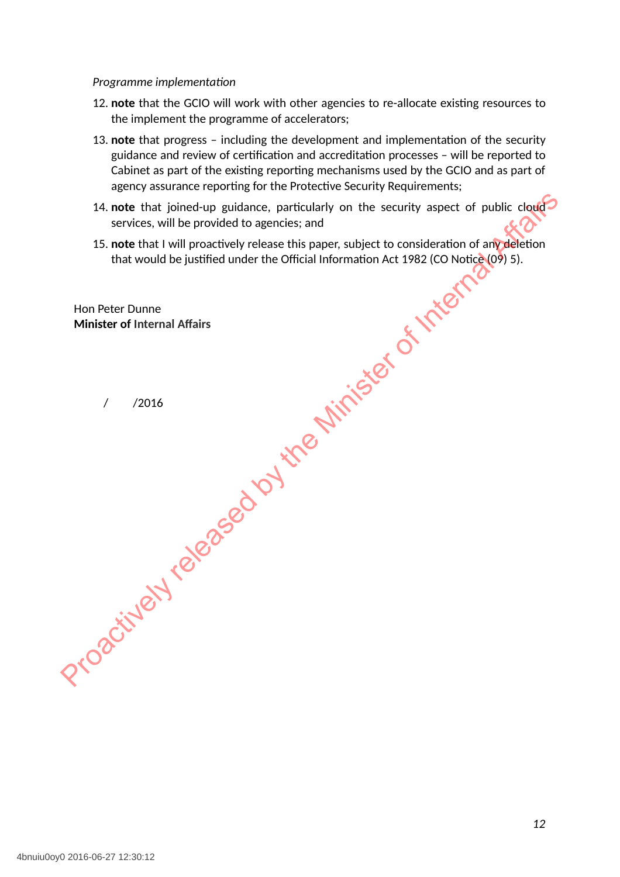*Programme implementation*

12. **note** that the GCIO will work with other agencies to re-allocate existing resources to the implement the programme of accelerators;

13. **note** that progress – including the development and implementation of the security guidance and review of certification and accreditation processes – will be reported to Cabinet as part of the existing reporting mechanisms used by the GCIO and as part of agency assurance reporting for the Protective Security Requirements;

14. **note** that joined-up guidance, particularly on the security aspect of public cloud services, will be provided to agencies; and

15. **note** that I will proactively release this paper, subject to consideration of any deletion that would be justified under the Official Information Act 1982 (CO Notice (09) 5).

Hon Peter Dunne
**Minister of Internal Affairs**

/ /2016

Proactively released by the Minister of Internal Affairs

4bnuiu0oy0 2016-06-27 12:30:12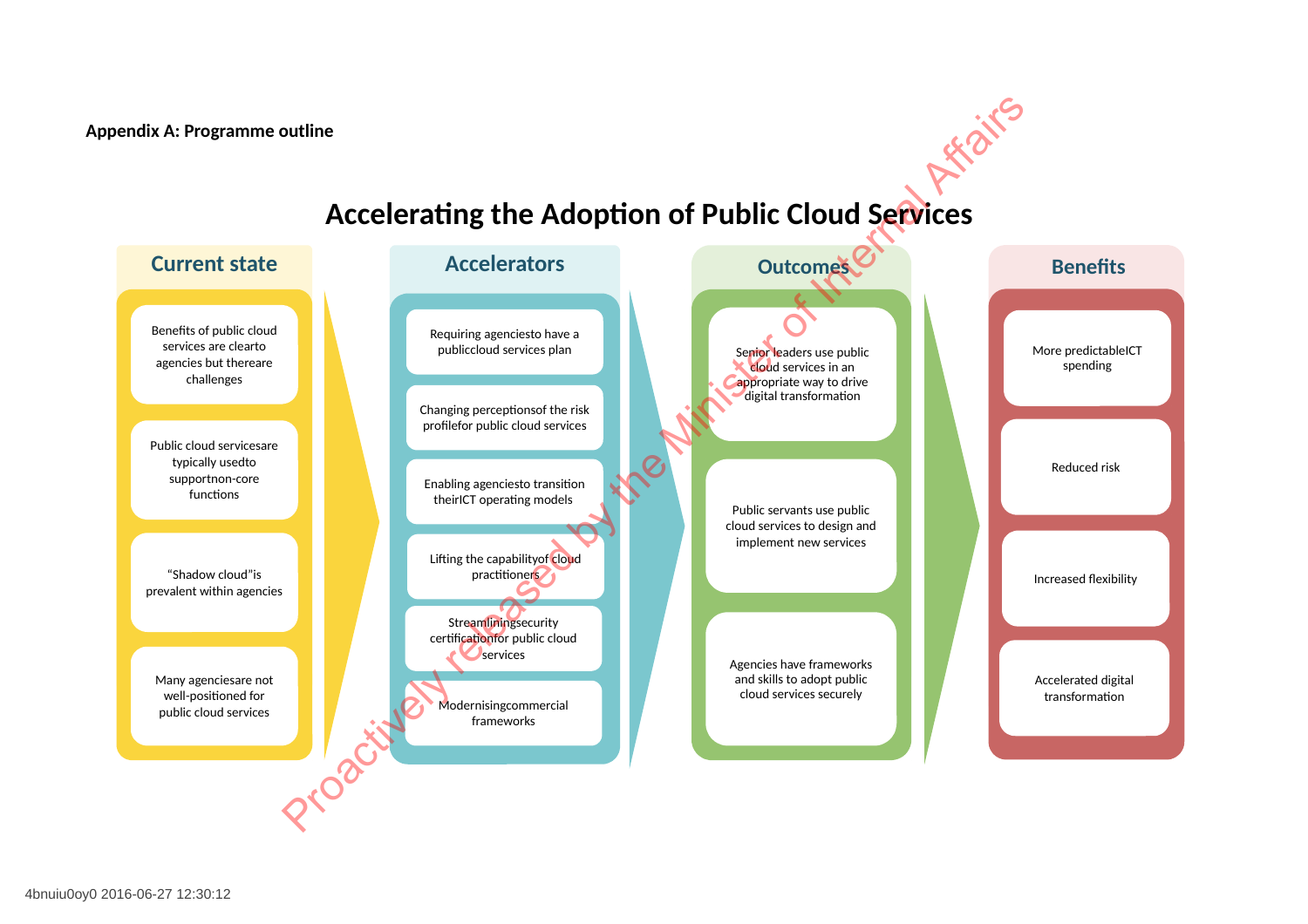**Appendix A: Programme outline**

# Accelerating the Adoption of Public Cloud Services

## Current state

- Benefits of public cloud services are clearto agencies but thereare challenges
- Public cloud servicesare typically usedto supportnon-core functions
- “Shadow cloud”is prevalent within agencies
- Many agenciesare not well-positioned for public cloud services

## Accelerators

- Requiring agenciesto have a publiccloud services plan
- Changing perceptionsof the risk profilefor public cloud services
- Enabling agenciesto transition theirICT operating models
- Lifting the capabilityof cloud practitioners
- Streamliningsecurity certificationfor public cloud services
- Modernisingcommercial frameworks

## Outcomes

- Senior leaders use public cloud services in an appropriate way to drive digital transformation
- Public servants use public cloud services to design and implement new services
- Agencies have frameworks and skills to adopt public cloud services securely

## Benefits

- More predictableICT spending
- Reduced risk
- Increased flexibility
- Accelerated digital transformation

Proactively released by the Minister of Internal Affairs

4bnuiu0oy0 2016-06-27 12:30:12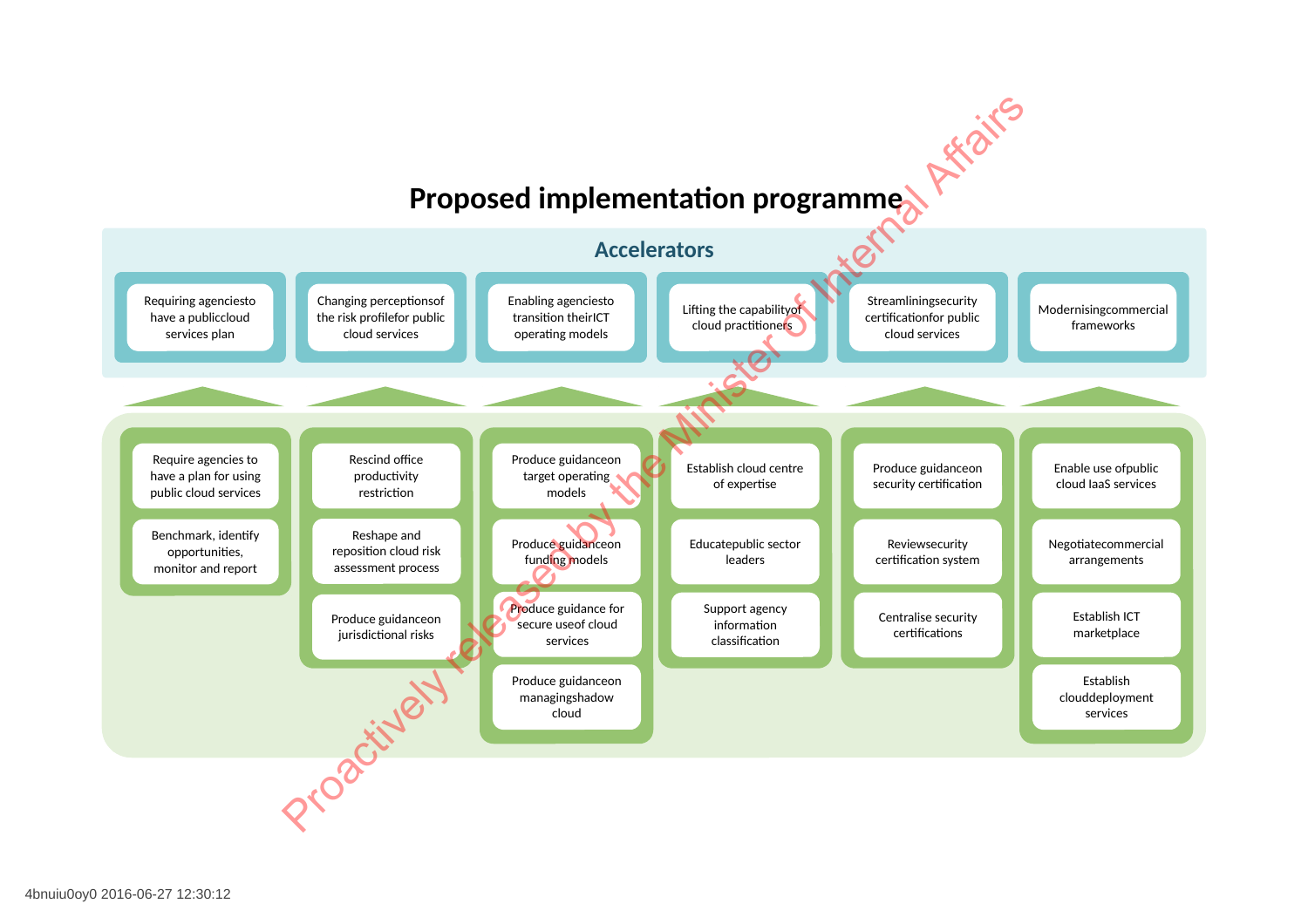# Proposed implementation programme

## Accelerators

- Requiring agencies to have a public cloud services plan
  - Require agencies to have a plan for using public cloud services
  - Benchmark, identify opportunities, monitor and report
- Changing perceptions of the risk profile for public cloud services
  - Rescind office productivity restriction
  - Reshape and reposition cloud risk assessment process
  - Produce guidance on jurisdictional risks
- Enabling agencies to transition their ICT operating models
  - Produce guidance on target operating models
  - Produce guidance on funding models
  - Produce guidance for secure use of cloud services
  - Produce guidance on managing shadow cloud
- Lifting the capability of cloud practitioners
  - Establish cloud centre of expertise
  - Educate public sector leaders
  - Support agency information classification
- Streamlining security certification for public cloud services
  - Produce guidance on security certification
  - Review security certification system
  - Centralise security certifications
- Modernising commercial frameworks
  - Enable use of public cloud IaaS services
  - Negotiate commercial arrangements
  - Establish ICT marketplace
  - Establish cloud deployment services

Proactively released by the Minister of Internal Affairs

4bnuiu0oy0 2016-06-27 12:30:12